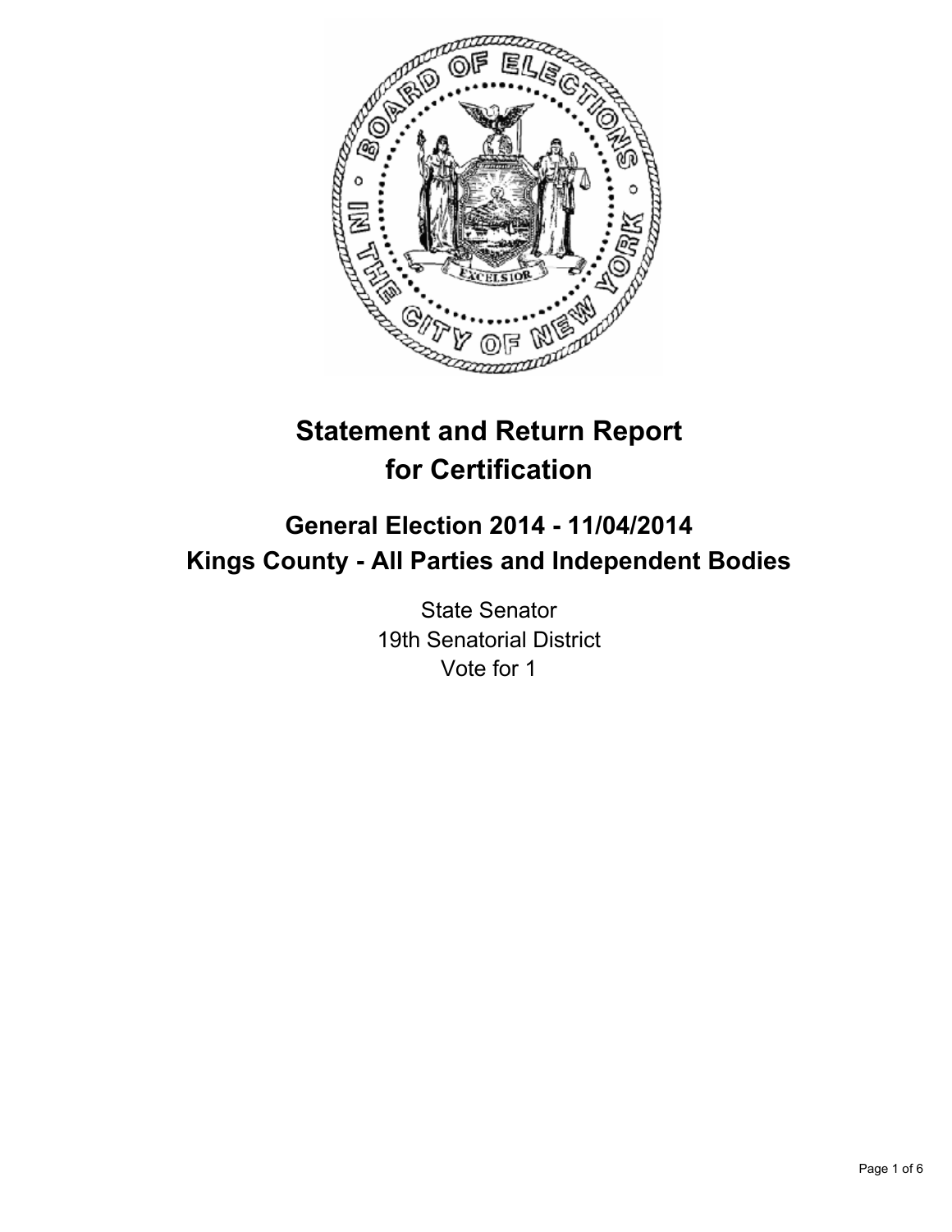# Statement and Return Report for Certification

## General Election 2014 - 11/04/2014
## Kings County - All Parties and Independent Bodies

State Senator
19th Senatorial District
Vote for 1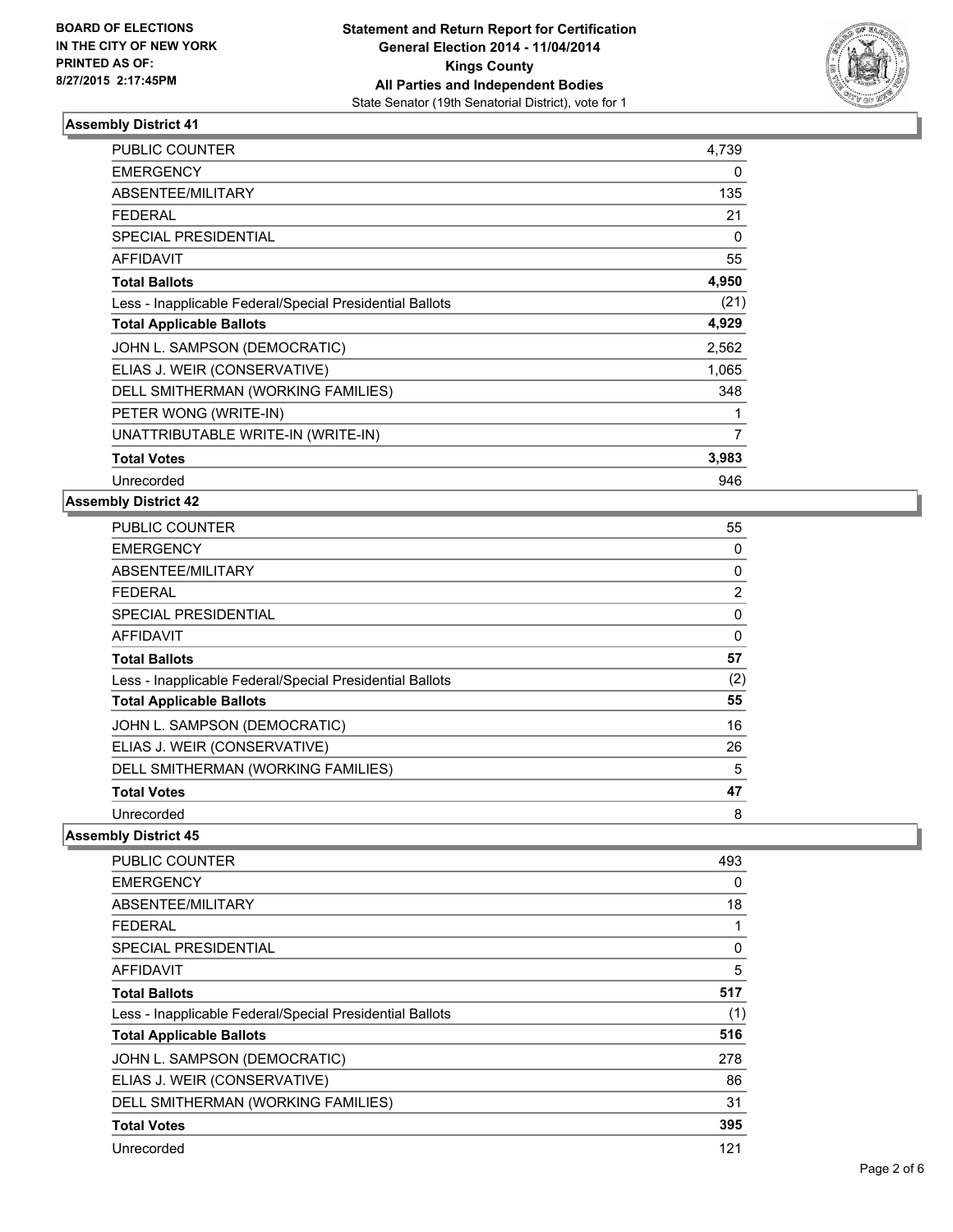**BOARD OF ELECTIONS IN THE CITY OF NEW YORK PRINTED AS OF: 8/27/2015 2:17:45PM**

# Statement and Return Report for Certification General Election 2014 - 11/04/2014 Kings County All Parties and Independent Bodies

State Senator (19th Senatorial District), vote for 1

## Assembly District 41

| | |
|---|---|
| PUBLIC COUNTER | 4,739 |
| EMERGENCY | 0 |
| ABSENTEE/MILITARY | 135 |
| FEDERAL | 21 |
| SPECIAL PRESIDENTIAL | 0 |
| AFFIDAVIT | 55 |
| **Total Ballots** | **4,950** |
| Less - Inapplicable Federal/Special Presidential Ballots | (21) |
| **Total Applicable Ballots** | **4,929** |
| JOHN L. SAMPSON (DEMOCRATIC) | 2,562 |
| ELIAS J. WEIR (CONSERVATIVE) | 1,065 |
| DELL SMITHERMAN (WORKING FAMILIES) | 348 |
| PETER WONG (WRITE-IN) | 1 |
| UNATTRIBUTABLE WRITE-IN (WRITE-IN) | 7 |
| **Total Votes** | **3,983** |
| Unrecorded | 946 |

## Assembly District 42

| | |
|---|---|
| PUBLIC COUNTER | 55 |
| EMERGENCY | 0 |
| ABSENTEE/MILITARY | 0 |
| FEDERAL | 2 |
| SPECIAL PRESIDENTIAL | 0 |
| AFFIDAVIT | 0 |
| **Total Ballots** | **57** |
| Less - Inapplicable Federal/Special Presidential Ballots | (2) |
| **Total Applicable Ballots** | **55** |
| JOHN L. SAMPSON (DEMOCRATIC) | 16 |
| ELIAS J. WEIR (CONSERVATIVE) | 26 |
| DELL SMITHERMAN (WORKING FAMILIES) | 5 |
| **Total Votes** | **47** |
| Unrecorded | 8 |

## Assembly District 45

| | |
|---|---|
| PUBLIC COUNTER | 493 |
| EMERGENCY | 0 |
| ABSENTEE/MILITARY | 18 |
| FEDERAL | 1 |
| SPECIAL PRESIDENTIAL | 0 |
| AFFIDAVIT | 5 |
| **Total Ballots** | **517** |
| Less - Inapplicable Federal/Special Presidential Ballots | (1) |
| **Total Applicable Ballots** | **516** |
| JOHN L. SAMPSON (DEMOCRATIC) | 278 |
| ELIAS J. WEIR (CONSERVATIVE) | 86 |
| DELL SMITHERMAN (WORKING FAMILIES) | 31 |
| **Total Votes** | **395** |
| Unrecorded | 121 |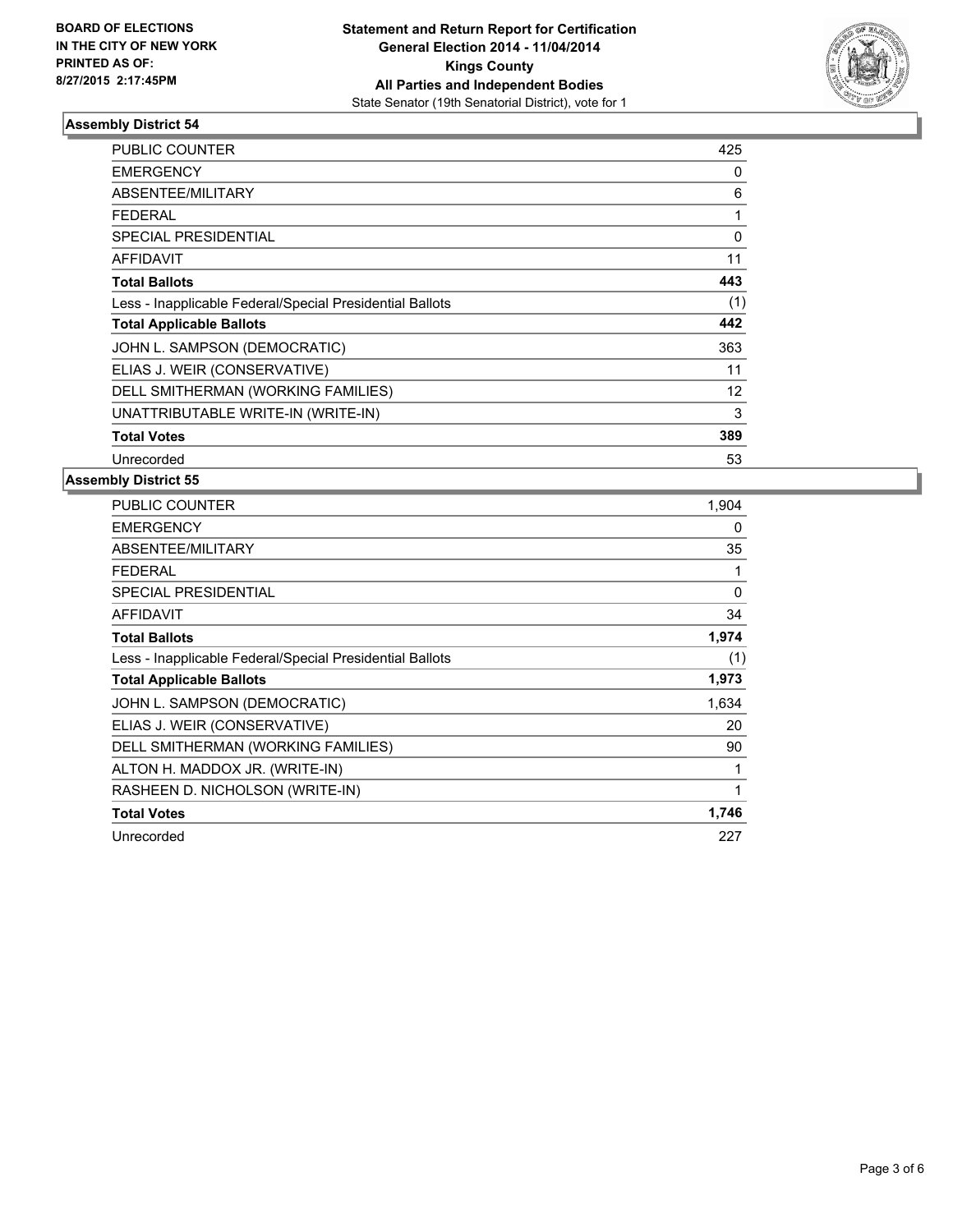BOARD OF ELECTIONS
IN THE CITY OF NEW YORK
PRINTED AS OF:
8/27/2015 2:17:45PM

**Statement and Return Report for Certification**
**General Election 2014 - 11/04/2014**
**Kings County**
**All Parties and Independent Bodies**
State Senator (19th Senatorial District), vote for 1

### Assembly District 54

| | |
|---|---|
| PUBLIC COUNTER | 425 |
| EMERGENCY | 0 |
| ABSENTEE/MILITARY | 6 |
| FEDERAL | 1 |
| SPECIAL PRESIDENTIAL | 0 |
| AFFIDAVIT | 11 |
| **Total Ballots** | **443** |
| Less - Inapplicable Federal/Special Presidential Ballots | (1) |
| **Total Applicable Ballots** | **442** |
| JOHN L. SAMPSON (DEMOCRATIC) | 363 |
| ELIAS J. WEIR (CONSERVATIVE) | 11 |
| DELL SMITHERMAN (WORKING FAMILIES) | 12 |
| UNATTRIBUTABLE WRITE-IN (WRITE-IN) | 3 |
| **Total Votes** | **389** |
| Unrecorded | 53 |

### Assembly District 55

| | |
|---|---|
| PUBLIC COUNTER | 1,904 |
| EMERGENCY | 0 |
| ABSENTEE/MILITARY | 35 |
| FEDERAL | 1 |
| SPECIAL PRESIDENTIAL | 0 |
| AFFIDAVIT | 34 |
| **Total Ballots** | **1,974** |
| Less - Inapplicable Federal/Special Presidential Ballots | (1) |
| **Total Applicable Ballots** | **1,973** |
| JOHN L. SAMPSON (DEMOCRATIC) | 1,634 |
| ELIAS J. WEIR (CONSERVATIVE) | 20 |
| DELL SMITHERMAN (WORKING FAMILIES) | 90 |
| ALTON H. MADDOX JR. (WRITE-IN) | 1 |
| RASHEEN D. NICHOLSON (WRITE-IN) | 1 |
| **Total Votes** | **1,746** |
| Unrecorded | 227 |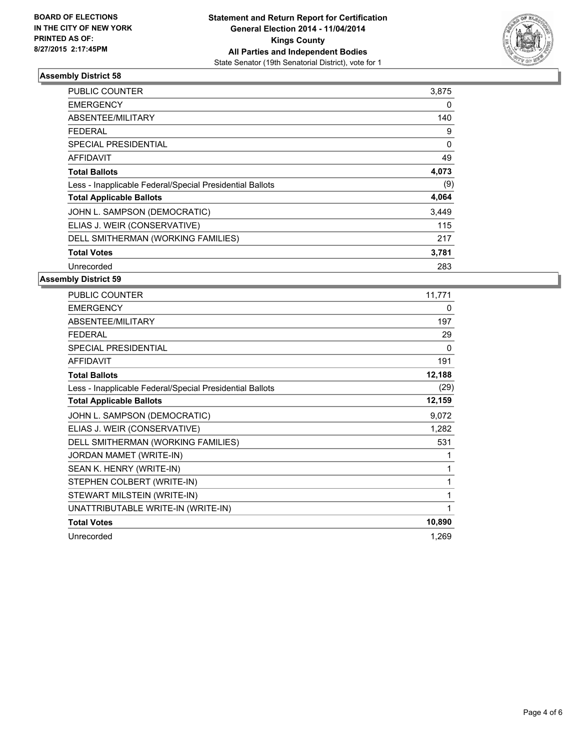**BOARD OF ELECTIONS IN THE CITY OF NEW YORK PRINTED AS OF: 8/27/2015 2:17:45PM**

**Statement and Return Report for Certification General Election 2014 - 11/04/2014 Kings County All Parties and Independent Bodies**

State Senator (19th Senatorial District), vote for 1

## Assembly District 58

| | |
|---|---|
| PUBLIC COUNTER | 3,875 |
| EMERGENCY | 0 |
| ABSENTEE/MILITARY | 140 |
| FEDERAL | 9 |
| SPECIAL PRESIDENTIAL | 0 |
| AFFIDAVIT | 49 |
| **Total Ballots** | **4,073** |
| Less - Inapplicable Federal/Special Presidential Ballots | (9) |
| **Total Applicable Ballots** | **4,064** |
| JOHN L. SAMPSON (DEMOCRATIC) | 3,449 |
| ELIAS J. WEIR (CONSERVATIVE) | 115 |
| DELL SMITHERMAN (WORKING FAMILIES) | 217 |
| **Total Votes** | **3,781** |
| Unrecorded | 283 |

## Assembly District 59

| | |
|---|---|
| PUBLIC COUNTER | 11,771 |
| EMERGENCY | 0 |
| ABSENTEE/MILITARY | 197 |
| FEDERAL | 29 |
| SPECIAL PRESIDENTIAL | 0 |
| AFFIDAVIT | 191 |
| **Total Ballots** | **12,188** |
| Less - Inapplicable Federal/Special Presidential Ballots | (29) |
| **Total Applicable Ballots** | **12,159** |
| JOHN L. SAMPSON (DEMOCRATIC) | 9,072 |
| ELIAS J. WEIR (CONSERVATIVE) | 1,282 |
| DELL SMITHERMAN (WORKING FAMILIES) | 531 |
| JORDAN MAMET (WRITE-IN) | 1 |
| SEAN K. HENRY (WRITE-IN) | 1 |
| STEPHEN COLBERT (WRITE-IN) | 1 |
| STEWART MILSTEIN (WRITE-IN) | 1 |
| UNATTRIBUTABLE WRITE-IN (WRITE-IN) | 1 |
| **Total Votes** | **10,890** |
| Unrecorded | 1,269 |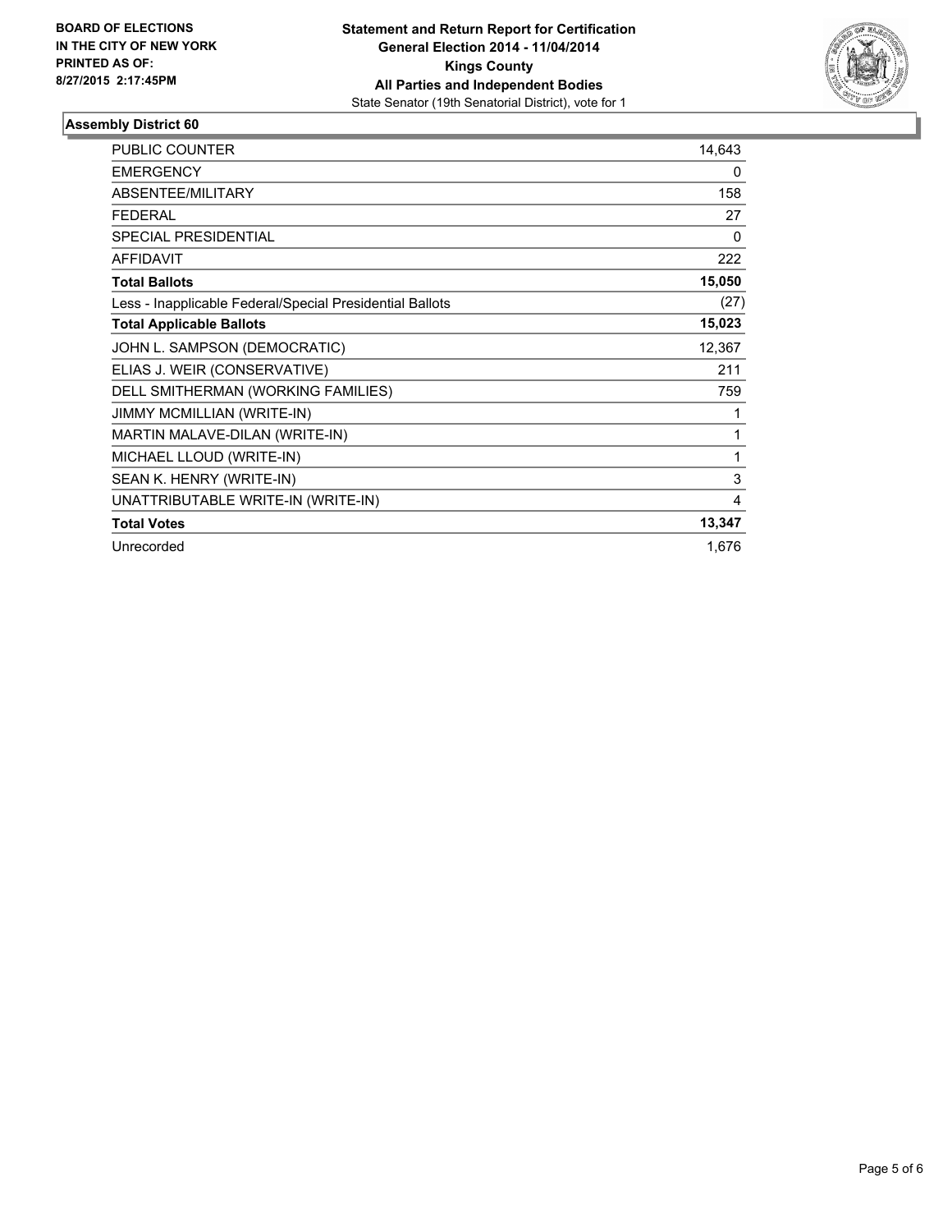**BOARD OF ELECTIONS IN THE CITY OF NEW YORK PRINTED AS OF: 8/27/2015 2:17:45PM**

**Statement and Return Report for Certification General Election 2014 - 11/04/2014 Kings County All Parties and Independent Bodies**

State Senator (19th Senatorial District), vote for 1

## Assembly District 60

| | |
|---|---|
| PUBLIC COUNTER | 14,643 |
| EMERGENCY | 0 |
| ABSENTEE/MILITARY | 158 |
| FEDERAL | 27 |
| SPECIAL PRESIDENTIAL | 0 |
| AFFIDAVIT | 222 |
| **Total Ballots** | **15,050** |
| Less - Inapplicable Federal/Special Presidential Ballots | (27) |
| **Total Applicable Ballots** | **15,023** |
| JOHN L. SAMPSON (DEMOCRATIC) | 12,367 |
| ELIAS J. WEIR (CONSERVATIVE) | 211 |
| DELL SMITHERMAN (WORKING FAMILIES) | 759 |
| JIMMY MCMILLIAN (WRITE-IN) | 1 |
| MARTIN MALAVE-DILAN (WRITE-IN) | 1 |
| MICHAEL LLOUD (WRITE-IN) | 1 |
| SEAN K. HENRY (WRITE-IN) | 3 |
| UNATTRIBUTABLE WRITE-IN (WRITE-IN) | 4 |
| **Total Votes** | **13,347** |
| Unrecorded | 1,676 |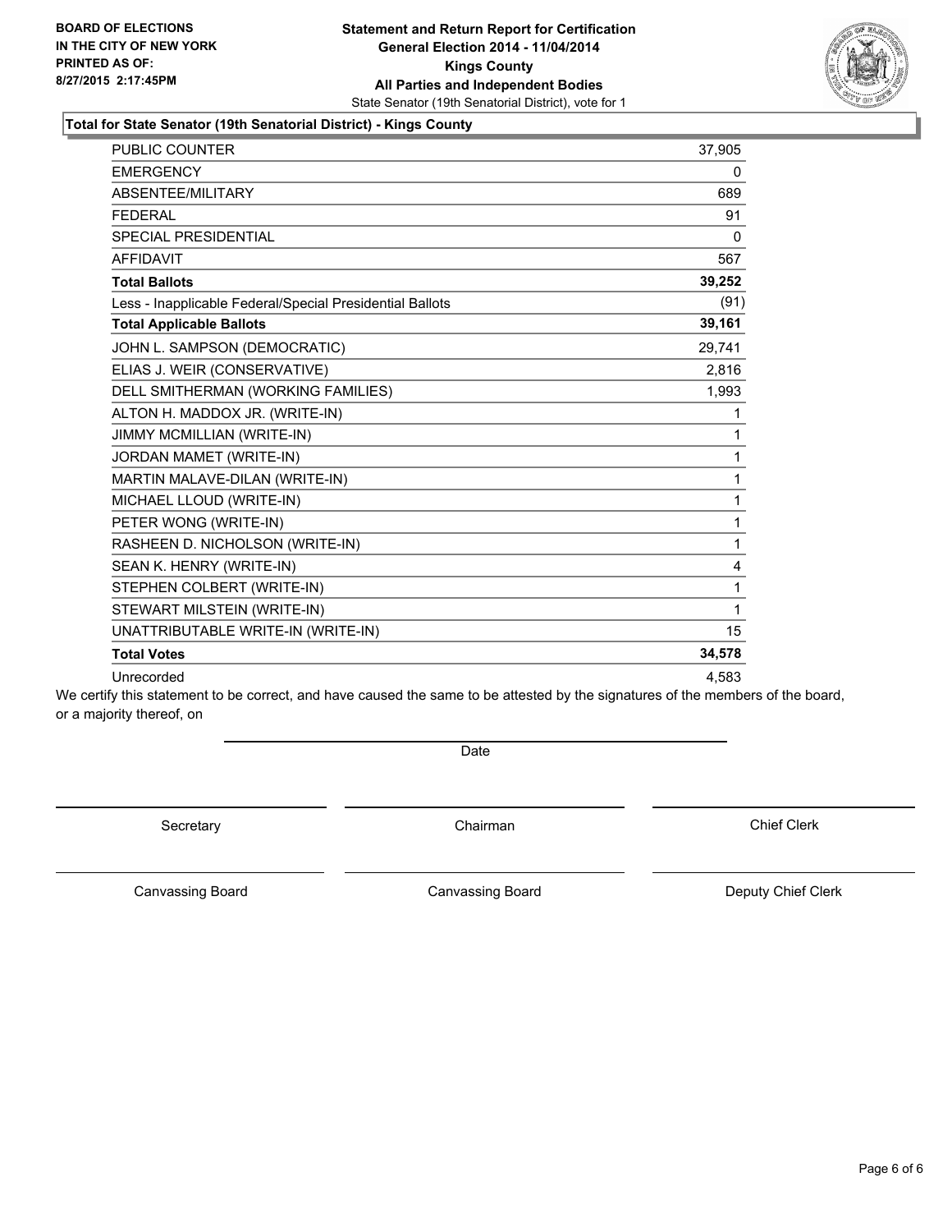**BOARD OF ELECTIONS IN THE CITY OF NEW YORK PRINTED AS OF: 8/27/2015 2:17:45PM**

**Statement and Return Report for Certification**
**General Election 2014 - 11/04/2014**
**Kings County**
**All Parties and Independent Bodies**
State Senator (19th Senatorial District), vote for 1

### Total for State Senator (19th Senatorial District) - Kings County

| | |
|---|---|
| PUBLIC COUNTER | 37,905 |
| EMERGENCY | 0 |
| ABSENTEE/MILITARY | 689 |
| FEDERAL | 91 |
| SPECIAL PRESIDENTIAL | 0 |
| AFFIDAVIT | 567 |
| **Total Ballots** | **39,252** |
| Less - Inapplicable Federal/Special Presidential Ballots | (91) |
| **Total Applicable Ballots** | **39,161** |
| JOHN L. SAMPSON (DEMOCRATIC) | 29,741 |
| ELIAS J. WEIR (CONSERVATIVE) | 2,816 |
| DELL SMITHERMAN (WORKING FAMILIES) | 1,993 |
| ALTON H. MADDOX JR. (WRITE-IN) | 1 |
| JIMMY MCMILLIAN (WRITE-IN) | 1 |
| JORDAN MAMET (WRITE-IN) | 1 |
| MARTIN MALAVE-DILAN (WRITE-IN) | 1 |
| MICHAEL LLOUD (WRITE-IN) | 1 |
| PETER WONG (WRITE-IN) | 1 |
| RASHEEN D. NICHOLSON (WRITE-IN) | 1 |
| SEAN K. HENRY (WRITE-IN) | 4 |
| STEPHEN COLBERT (WRITE-IN) | 1 |
| STEWART MILSTEIN (WRITE-IN) | 1 |
| UNATTRIBUTABLE WRITE-IN (WRITE-IN) | 15 |
| **Total Votes** | **34,578** |
| Unrecorded | 4,583 |

We certify this statement to be correct, and have caused the same to be attested by the signatures of the members of the board, or a majority thereof, on

Date

Secretary    Chairman    Chief Clerk

Canvassing Board    Canvassing Board    Deputy Chief Clerk